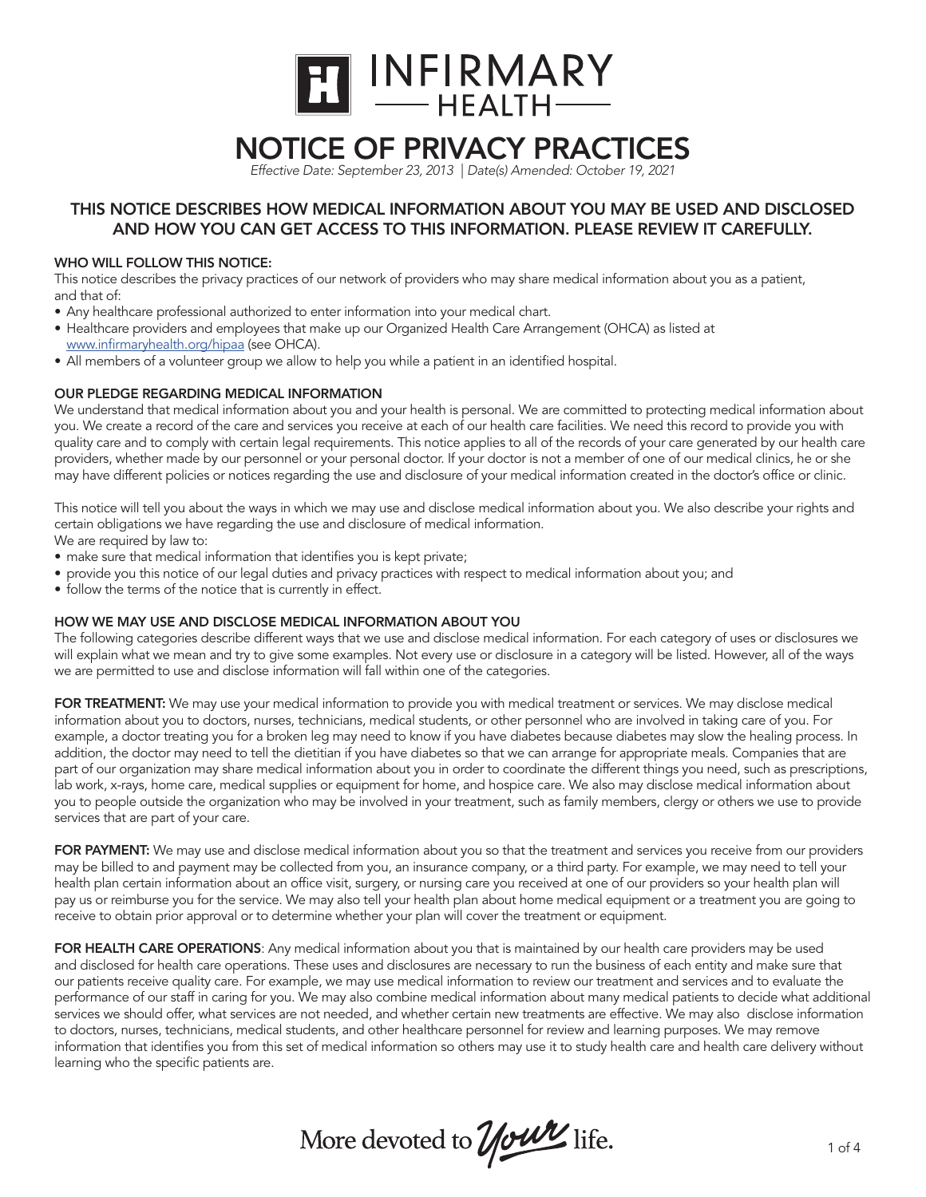INFIRMARY HEALTH

# NOTICE OF PRIVACY PRACTICES

*Effective Date: September 23, 2013 | Date(s) Amended: October 19, 2021*

## THIS NOTICE DESCRIBES HOW MEDICAL INFORMATION ABOUT YOU MAY BE USED AND DISCLOSED AND HOW YOU CAN GET ACCESS TO THIS INFORMATION. PLEASE REVIEW IT CAREFULLY.

### WHO WILL FOLLOW THIS NOTICE:

This notice describes the privacy practices of our network of providers who may share medical information about you as a patient, and that of:

- Any healthcare professional authorized to enter information into your medical chart.
- Healthcare providers and employees that make up our Organized Health Care Arrangement (OHCA) as listed at [www.infirmaryhealth.org/hipaa](http://www.infirmaryhealth.org/hipaa) (see OHCA).
- All members of a volunteer group we allow to help you while a patient in an identified hospital.

### OUR PLEDGE REGARDING MEDICAL INFORMATION

We understand that medical information about you and your health is personal. We are committed to protecting medical information about you. We create a record of the care and services you receive at each of our health care facilities. We need this record to provide you with quality care and to comply with certain legal requirements. This notice applies to all of the records of your care generated by our health care providers, whether made by our personnel or your personal doctor. If your doctor is not a member of one of our medical clinics, he or she may have different policies or notices regarding the use and disclosure of your medical information created in the doctor's office or clinic.

This notice will tell you about the ways in which we may use and disclose medical information about you. We also describe your rights and certain obligations we have regarding the use and disclosure of medical information.

We are required by law to:

- make sure that medical information that identifies you is kept private;
- provide you this notice of our legal duties and privacy practices with respect to medical information about you; and
- follow the terms of the notice that is currently in effect.

### HOW WE MAY USE AND DISCLOSE MEDICAL INFORMATION ABOUT YOU

The following categories describe different ways that we use and disclose medical information. For each category of uses or disclosures we will explain what we mean and try to give some examples. Not every use or disclosure in a category will be listed. However, all of the ways we are permitted to use and disclose information will fall within one of the categories.

**FOR TREATMENT:** We may use your medical information to provide you with medical treatment or services. We may disclose medical information about you to doctors, nurses, technicians, medical students, or other personnel who are involved in taking care of you. For example, a doctor treating you for a broken leg may need to know if you have diabetes because diabetes may slow the healing process. In addition, the doctor may need to tell the dietitian if you have diabetes so that we can arrange for appropriate meals. Companies that are part of our organization may share medical information about you in order to coordinate the different things you need, such as prescriptions, lab work, x-rays, home care, medical supplies or equipment for home, and hospice care. We also may disclose medical information about you to people outside the organization who may be involved in your treatment, such as family members, clergy or others we use to provide services that are part of your care.

**FOR PAYMENT:** We may use and disclose medical information about you so that the treatment and services you receive from our providers may be billed to and payment may be collected from you, an insurance company, or a third party. For example, we may need to tell your health plan certain information about an office visit, surgery, or nursing care you received at one of our providers so your health plan will pay us or reimburse you for the service. We may also tell your health plan about home medical equipment or a treatment you are going to receive to obtain prior approval or to determine whether your plan will cover the treatment or equipment.

**FOR HEALTH CARE OPERATIONS**: Any medical information about you that is maintained by our health care providers may be used and disclosed for health care operations. These uses and disclosures are necessary to run the business of each entity and make sure that our patients receive quality care. For example, we may use medical information to review our treatment and services and to evaluate the performance of our staff in caring for you. We may also combine medical information about many medical patients to decide what additional services we should offer, what services are not needed, and whether certain new treatments are effective. We may also disclose information to doctors, nurses, technicians, medical students, and other healthcare personnel for review and learning purposes. We may remove information that identifies you from this set of medical information so others may use it to study health care and health care delivery without learning who the specific patients are.

More devoted to *your* life.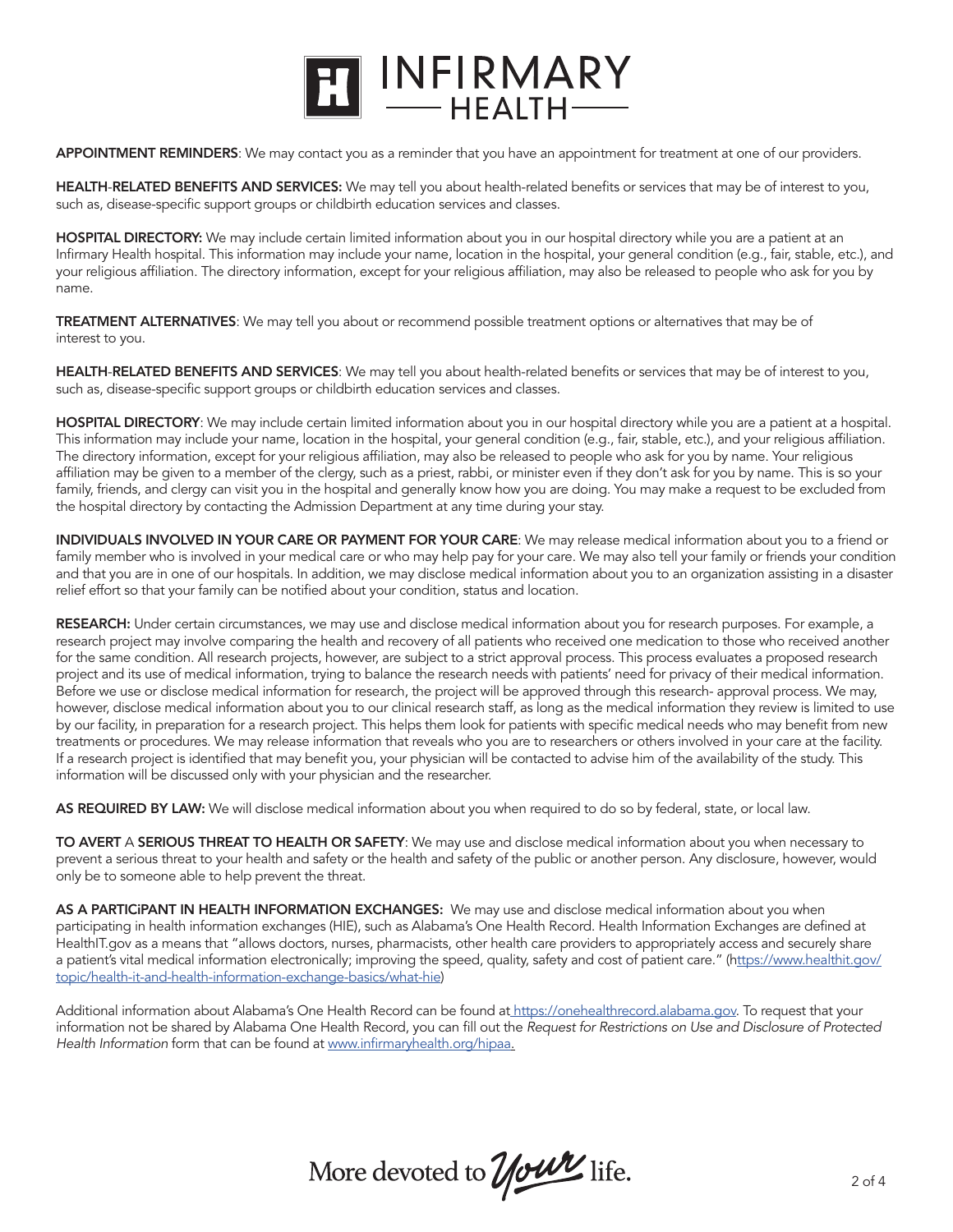**APPOINTMENT REMINDERS**: We may contact you as a reminder that you have an appointment for treatment at one of our providers.

**HEALTH-RELATED BENEFITS AND SERVICES:** We may tell you about health-related benefits or services that may be of interest to you, such as, disease-specific support groups or childbirth education services and classes.

**HOSPITAL DIRECTORY:** We may include certain limited information about you in our hospital directory while you are a patient at an Infirmary Health hospital. This information may include your name, location in the hospital, your general condition (e.g., fair, stable, etc.), and your religious affiliation. The directory information, except for your religious affiliation, may also be released to people who ask for you by name.

**TREATMENT ALTERNATIVES**: We may tell you about or recommend possible treatment options or alternatives that may be of interest to you.

**HEALTH-RELATED BENEFITS AND SERVICES**: We may tell you about health-related benefits or services that may be of interest to you, such as, disease-specific support groups or childbirth education services and classes.

**HOSPITAL DIRECTORY**: We may include certain limited information about you in our hospital directory while you are a patient at a hospital. This information may include your name, location in the hospital, your general condition (e.g., fair, stable, etc.), and your religious affiliation. The directory information, except for your religious affiliation, may also be released to people who ask for you by name. Your religious affiliation may be given to a member of the clergy, such as a priest, rabbi, or minister even if they don't ask for you by name. This is so your family, friends, and clergy can visit you in the hospital and generally know how you are doing. You may make a request to be excluded from the hospital directory by contacting the Admission Department at any time during your stay.

**INDIVIDUALS INVOLVED IN YOUR CARE OR PAYMENT FOR YOUR CARE**: We may release medical information about you to a friend or family member who is involved in your medical care or who may help pay for your care. We may also tell your family or friends your condition and that you are in one of our hospitals. In addition, we may disclose medical information about you to an organization assisting in a disaster relief effort so that your family can be notified about your condition, status and location.

**RESEARCH:** Under certain circumstances, we may use and disclose medical information about you for research purposes. For example, a research project may involve comparing the health and recovery of all patients who received one medication to those who received another for the same condition. All research projects, however, are subject to a strict approval process. This process evaluates a proposed research project and its use of medical information, trying to balance the research needs with patients' need for privacy of their medical information. Before we use or disclose medical information for research, the project will be approved through this research- approval process. We may, however, disclose medical information about you to our clinical research staff, as long as the medical information they review is limited to use by our facility, in preparation for a research project. This helps them look for patients with specific medical needs who may benefit from new treatments or procedures. We may release information that reveals who you are to researchers or others involved in your care at the facility. If a research project is identified that may benefit you, your physician will be contacted to advise him of the availability of the study. This information will be discussed only with your physician and the researcher.

**AS REQUIRED BY LAW:** We will disclose medical information about you when required to do so by federal, state, or local law.

**TO AVERT** A **SERIOUS THREAT TO HEALTH OR SAFETY**: We may use and disclose medical information about you when necessary to prevent a serious threat to your health and safety or the health and safety of the public or another person. Any disclosure, however, would only be to someone able to help prevent the threat.

**AS A PARTICiPANT IN HEALTH INFORMATION EXCHANGES:** We may use and disclose medical information about you when participating in health information exchanges (HIE), such as Alabama's One Health Record. Health Information Exchanges are defined at HealthIT.gov as a means that "allows doctors, nurses, pharmacists, other health care providers to appropriately access and securely share a patient's vital medical information electronically; improving the speed, quality, safety and cost of patient care." (https://www.healthit.gov/topic/health-it-and-health-information-exchange-basics/what-hie)

Additional information about Alabama's One Health Record can be found at https://onehealthrecord.alabama.gov. To request that your information not be shared by Alabama One Health Record, you can fill out the *Request for Restrictions on Use and Disclosure of Protected Health Information* form that can be found at www.infirmaryhealth.org/hipaa.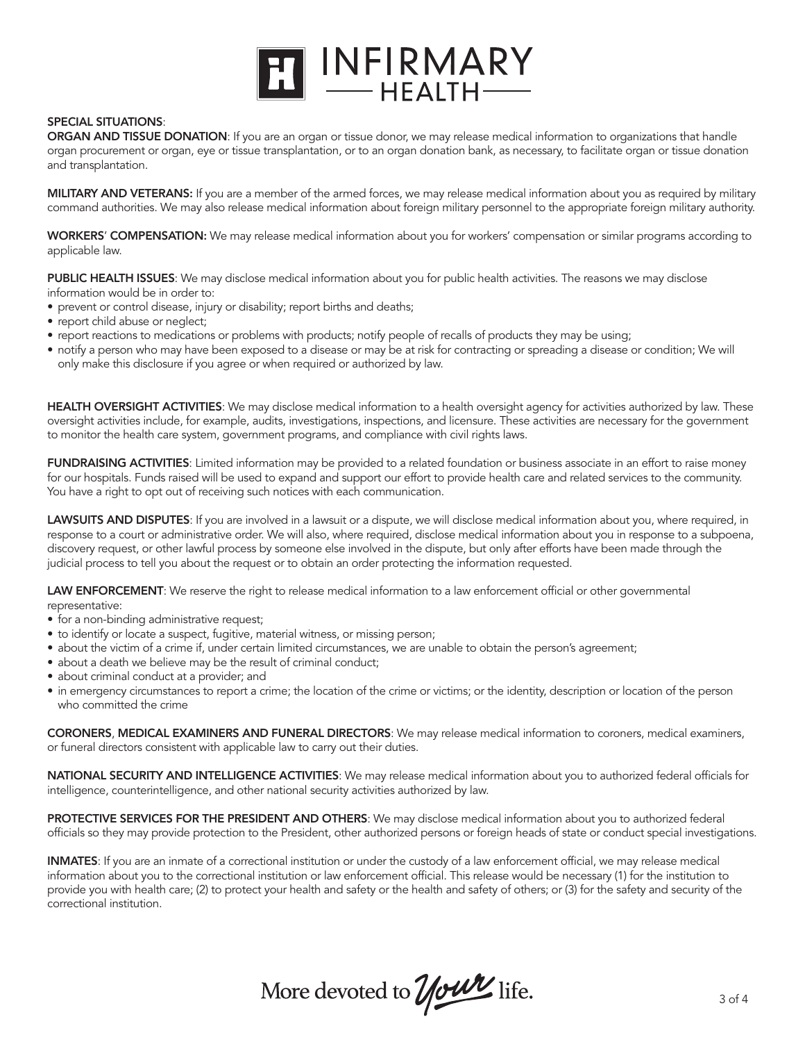**SPECIAL SITUATIONS**:

**ORGAN AND TISSUE DONATION**: If you are an organ or tissue donor, we may release medical information to organizations that handle organ procurement or organ, eye or tissue transplantation, or to an organ donation bank, as necessary, to facilitate organ or tissue donation and transplantation.

**MILITARY AND VETERANS:** If you are a member of the armed forces, we may release medical information about you as required by military command authorities. We may also release medical information about foreign military personnel to the appropriate foreign military authority.

**WORKERS' COMPENSATION:** We may release medical information about you for workers' compensation or similar programs according to applicable law.

**PUBLIC HEALTH ISSUES**: We may disclose medical information about you for public health activities. The reasons we may disclose information would be in order to:

- prevent or control disease, injury or disability; report births and deaths;
- report child abuse or neglect;
- report reactions to medications or problems with products; notify people of recalls of products they may be using;
- notify a person who may have been exposed to a disease or may be at risk for contracting or spreading a disease or condition; We will only make this disclosure if you agree or when required or authorized by law.

**HEALTH OVERSIGHT ACTIVITIES**: We may disclose medical information to a health oversight agency for activities authorized by law. These oversight activities include, for example, audits, investigations, inspections, and licensure. These activities are necessary for the government to monitor the health care system, government programs, and compliance with civil rights laws.

**FUNDRAISING ACTIVITIES**: Limited information may be provided to a related foundation or business associate in an effort to raise money for our hospitals. Funds raised will be used to expand and support our effort to provide health care and related services to the community. You have a right to opt out of receiving such notices with each communication.

**LAWSUITS AND DISPUTES**: If you are involved in a lawsuit or a dispute, we will disclose medical information about you, where required, in response to a court or administrative order. We will also, where required, disclose medical information about you in response to a subpoena, discovery request, or other lawful process by someone else involved in the dispute, but only after efforts have been made through the judicial process to tell you about the request or to obtain an order protecting the information requested.

**LAW ENFORCEMENT**: We reserve the right to release medical information to a law enforcement official or other governmental representative:

- for a non-binding administrative request;
- to identify or locate a suspect, fugitive, material witness, or missing person;
- about the victim of a crime if, under certain limited circumstances, we are unable to obtain the person's agreement;
- about a death we believe may be the result of criminal conduct;
- about criminal conduct at a provider; and
- in emergency circumstances to report a crime; the location of the crime or victims; or the identity, description or location of the person who committed the crime

**CORONERS, MEDICAL EXAMINERS AND FUNERAL DIRECTORS**: We may release medical information to coroners, medical examiners, or funeral directors consistent with applicable law to carry out their duties.

**NATIONAL SECURITY AND INTELLIGENCE ACTIVITIES**: We may release medical information about you to authorized federal officials for intelligence, counterintelligence, and other national security activities authorized by law.

**PROTECTIVE SERVICES FOR THE PRESIDENT AND OTHERS**: We may disclose medical information about you to authorized federal officials so they may provide protection to the President, other authorized persons or foreign heads of state or conduct special investigations.

**INMATES**: If you are an inmate of a correctional institution or under the custody of a law enforcement official, we may release medical information about you to the correctional institution or law enforcement official. This release would be necessary (1) for the institution to provide you with health care; (2) to protect your health and safety or the health and safety of others; or (3) for the safety and security of the correctional institution.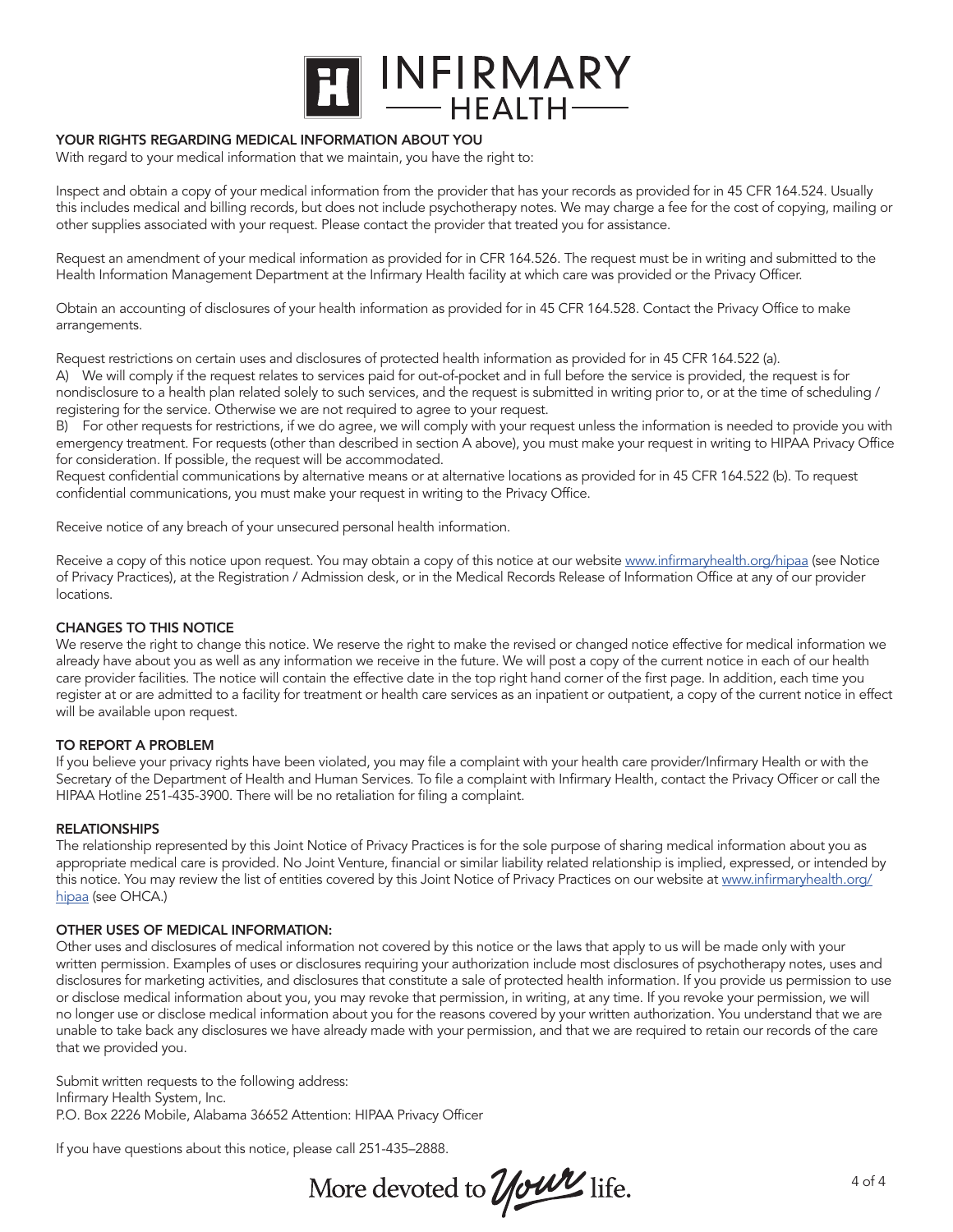## YOUR RIGHTS REGARDING MEDICAL INFORMATION ABOUT YOU

With regard to your medical information that we maintain, you have the right to:

Inspect and obtain a copy of your medical information from the provider that has your records as provided for in 45 CFR 164.524. Usually this includes medical and billing records, but does not include psychotherapy notes. We may charge a fee for the cost of copying, mailing or other supplies associated with your request. Please contact the provider that treated you for assistance.

Request an amendment of your medical information as provided for in CFR 164.526. The request must be in writing and submitted to the Health Information Management Department at the Infirmary Health facility at which care was provided or the Privacy Officer.

Obtain an accounting of disclosures of your health information as provided for in 45 CFR 164.528. Contact the Privacy Office to make arrangements.

Request restrictions on certain uses and disclosures of protected health information as provided for in 45 CFR 164.522 (a).
A) We will comply if the request relates to services paid for out-of-pocket and in full before the service is provided, the request is for nondisclosure to a health plan related solely to such services, and the request is submitted in writing prior to, or at the time of scheduling / registering for the service. Otherwise we are not required to agree to your request.
B) For other requests for restrictions, if we do agree, we will comply with your request unless the information is needed to provide you with emergency treatment. For requests (other than described in section A above), you must make your request in writing to HIPAA Privacy Office for consideration. If possible, the request will be accommodated.
Request confidential communications by alternative means or at alternative locations as provided for in 45 CFR 164.522 (b). To request confidential communications, you must make your request in writing to the Privacy Office.

Receive notice of any breach of your unsecured personal health information.

Receive a copy of this notice upon request. You may obtain a copy of this notice at our website www.infirmaryhealth.org/hipaa (see Notice of Privacy Practices), at the Registration / Admission desk, or in the Medical Records Release of Information Office at any of our provider locations.

## CHANGES TO THIS NOTICE

We reserve the right to change this notice. We reserve the right to make the revised or changed notice effective for medical information we already have about you as well as any information we receive in the future. We will post a copy of the current notice in each of our health care provider facilities. The notice will contain the effective date in the top right hand corner of the first page. In addition, each time you register at or are admitted to a facility for treatment or health care services as an inpatient or outpatient, a copy of the current notice in effect will be available upon request.

## TO REPORT A PROBLEM

If you believe your privacy rights have been violated, you may file a complaint with your health care provider/Infirmary Health or with the Secretary of the Department of Health and Human Services. To file a complaint with Infirmary Health, contact the Privacy Officer or call the HIPAA Hotline 251-435-3900. There will be no retaliation for filing a complaint.

## RELATIONSHIPS

The relationship represented by this Joint Notice of Privacy Practices is for the sole purpose of sharing medical information about you as appropriate medical care is provided. No Joint Venture, financial or similar liability related relationship is implied, expressed, or intended by this notice. You may review the list of entities covered by this Joint Notice of Privacy Practices on our website at www.infirmaryhealth.org/hipaa (see OHCA.)

## OTHER USES OF MEDICAL INFORMATION:

Other uses and disclosures of medical information not covered by this notice or the laws that apply to us will be made only with your written permission. Examples of uses or disclosures requiring your authorization include most disclosures of psychotherapy notes, uses and disclosures for marketing activities, and disclosures that constitute a sale of protected health information. If you provide us permission to use or disclose medical information about you, you may revoke that permission, in writing, at any time. If you revoke your permission, we will no longer use or disclose medical information about you for the reasons covered by your written authorization. You understand that we are unable to take back any disclosures we have already made with your permission, and that we are required to retain our records of the care that we provided you.

Submit written requests to the following address:
Infirmary Health System, Inc.
P.O. Box 2226 Mobile, Alabama 36652 Attention: HIPAA Privacy Officer

If you have questions about this notice, please call 251-435–2888.

More devoted to *your* life.